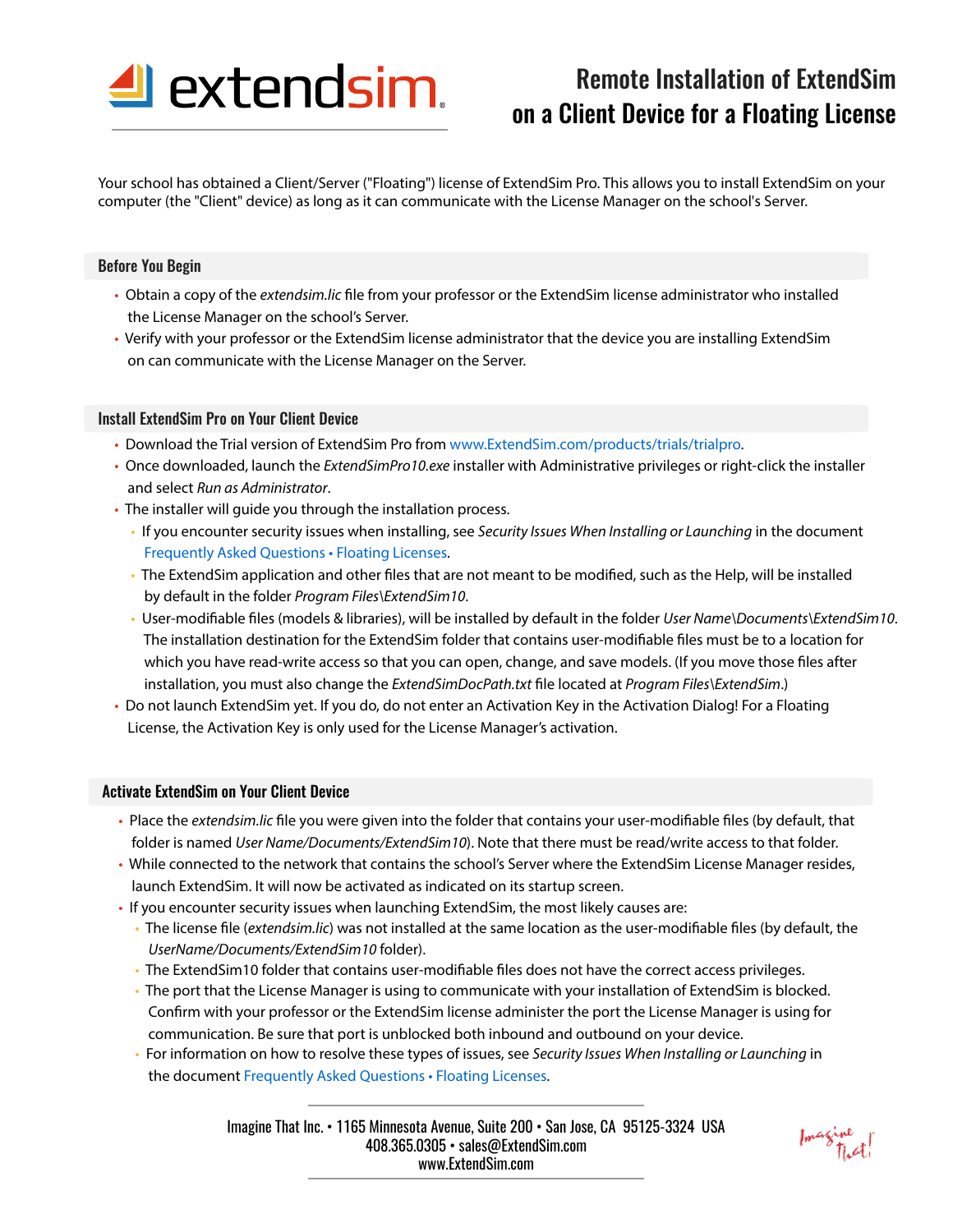# Remote Installation of ExtendSim on a Client Device for a Floating License

Your school has obtained a Client/Server ("Floating") license of ExtendSim Pro. This allows you to install ExtendSim on your computer (the "Client" device) as long as it can communicate with the License Manager on the school's Server.

## Before You Begin

- Obtain a copy of the *extendsim.lic* file from your professor or the ExtendSim license administrator who installed the License Manager on the school's Server.
- Verify with your professor or the ExtendSim license administrator that the device you are installing ExtendSim on can communicate with the License Manager on the Server.

## Install ExtendSim Pro on Your Client Device

- Download the Trial version of ExtendSim Pro from www.ExtendSim.com/products/trials/trialpro.
- Once downloaded, launch the *ExtendSimPro10.exe* installer with Administrative privileges or right-click the installer and select *Run as Administrator*.
- The installer will guide you through the installation process.
  - If you encounter security issues when installing, see *Security Issues When Installing or Launching* in the document Frequently Asked Questions • Floating Licenses.
  - The ExtendSim application and other files that are not meant to be modified, such as the Help, will be installed by default in the folder *Program Files\ExtendSim10*.
  - User-modifiable files (models & libraries), will be installed by default in the folder *User Name\Documents\ExtendSim10*. The installation destination for the ExtendSim folder that contains user-modifiable files must be to a location for which you have read-write access so that you can open, change, and save models. (If you move those files after installation, you must also change the *ExtendSimDocPath.txt* file located at *Program Files\ExtendSim*.)
- Do not launch ExtendSim yet. If you do, do not enter an Activation Key in the Activation Dialog! For a Floating License, the Activation Key is only used for the License Manager's activation.

## Activate ExtendSim on Your Client Device

- Place the *extendsim.lic* file you were given into the folder that contains your user-modifiable files (by default, that folder is named *User Name/Documents/ExtendSim10*). Note that there must be read/write access to that folder.
- While connected to the network that contains the school's Server where the ExtendSim License Manager resides, launch ExtendSim. It will now be activated as indicated on its startup screen.
- If you encounter security issues when launching ExtendSim, the most likely causes are:
  - The license file (*extendsim.lic*) was not installed at the same location as the user-modifiable files (by default, the *UserName/Documents/ExtendSim10* folder).
  - The ExtendSim10 folder that contains user-modifiable files does not have the correct access privileges.
  - The port that the License Manager is using to communicate with your installation of ExtendSim is blocked. Confirm with your professor or the ExtendSim license administer the port the License Manager is using for communication. Be sure that port is unblocked both inbound and outbound on your device.
  - For information on how to resolve these types of issues, see *Security Issues When Installing or Launching* in the document Frequently Asked Questions • Floating Licenses.

Imagine That Inc. • 1165 Minnesota Avenue, Suite 200 • San Jose, CA 95125-3324 USA
408.365.0305 • sales@ExtendSim.com
www.ExtendSim.com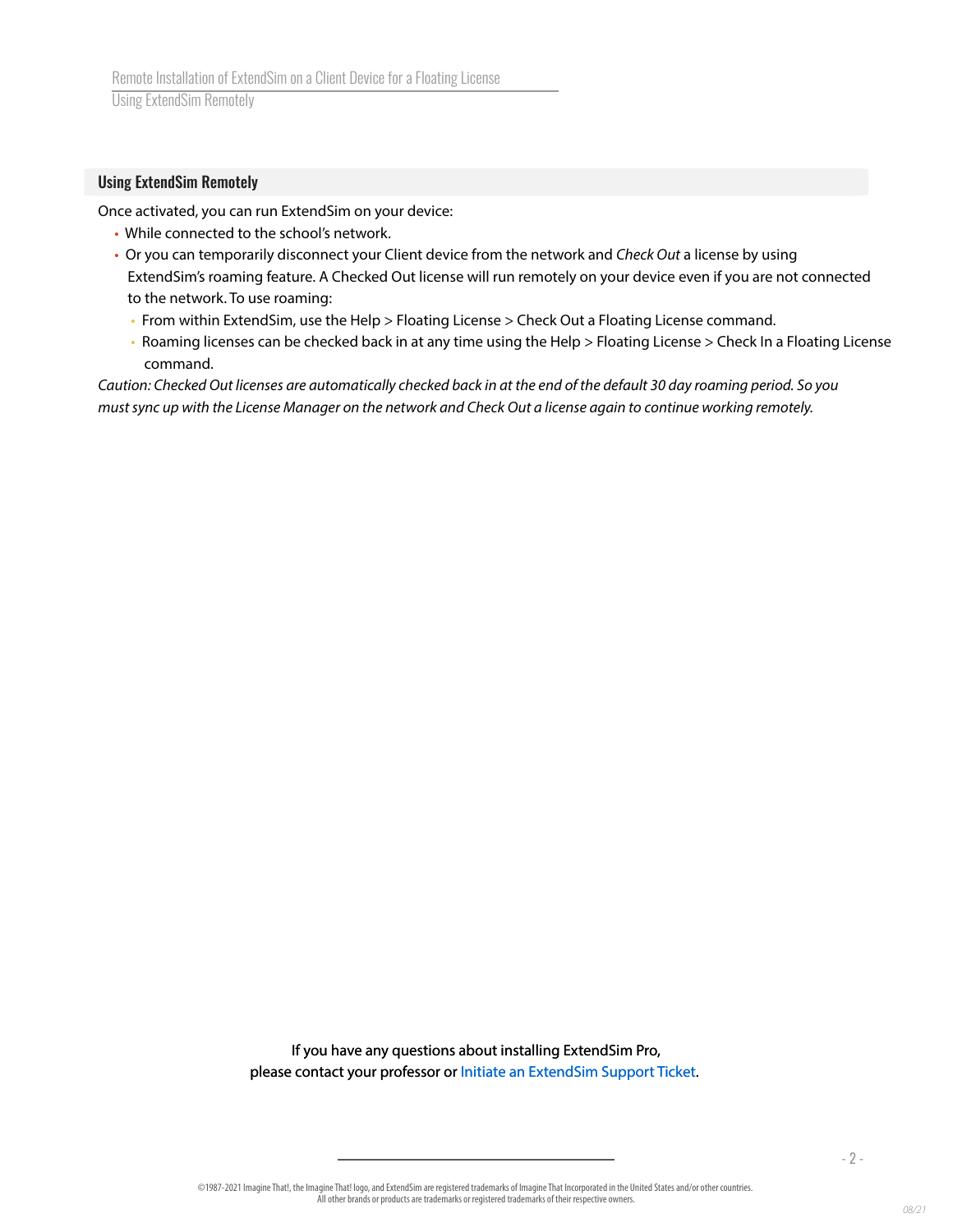## Using ExtendSim Remotely

Once activated, you can run ExtendSim on your device:

- While connected to the school's network.
- Or you can temporarily disconnect your Client device from the network and *Check Out* a license by using ExtendSim's roaming feature. A Checked Out license will run remotely on your device even if you are not connected to the network. To use roaming:
  - From within ExtendSim, use the Help > Floating License > Check Out a Floating License command.
  - Roaming licenses can be checked back in at any time using the Help > Floating License > Check In a Floating License command.

*Caution: Checked Out licenses are automatically checked back in at the end of the default 30 day roaming period. So you must sync up with the License Manager on the network and Check Out a license again to continue working remotely.*

If you have any questions about installing ExtendSim Pro,
please contact your professor or Initiate an ExtendSim Support Ticket.

©1987-2021 Imagine That!, the Imagine That! logo, and ExtendSim are registered trademarks of Imagine That Incorporated in the United States and/or other countries.
All other brands or products are trademarks or registered trademarks of their respective owners.